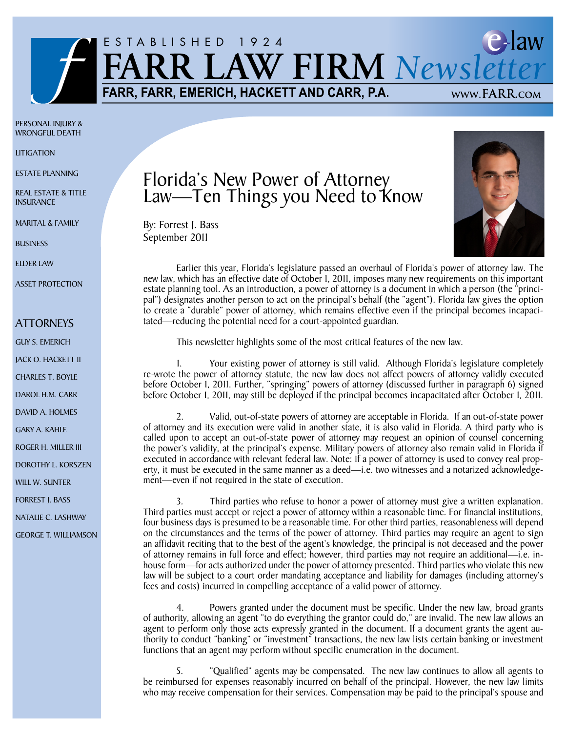ESTABLISHED 1924

# FARR LAW FIRM *e-law Newsletter*

**FARR, FARR, EMERICH, HACKETT AND CARR, P.A.**

WWW.FARR.COM

PERSONAL INJURY & WRONGFUL DEATH

LITIGATION

ESTATE PLANNING

REAL ESTATE & TITLE INSURANCE

MARITAL & FAMILY

BUSINESS

ELDER LAW

ASSET PROTECTION

## ATTORNEYS

GUY S. EMERICH

JACK O. HACKETT II

CHARLES T. BOYLE

DAROL H.M. CARR

DAVID A. HOLMES

GARY A. KAHLE

ROGER H. MILLER III

DOROTHY L. KORSZEN

WILL W. SUNTER

FORREST J. BASS

NATALIE C. LASHWAY

GEORGE T. WILLIAMSON

# Florida's New Power of Attorney Law—Ten Things you Need to Know

By: Forrest J. Bass
September 2011

Earlier this year, Florida's legislature passed an overhaul of Florida's power of attorney law. The new law, which has an effective date of October 1, 2011, imposes many new requirements on this important estate planning tool. As an introduction, a power of attorney is a document in which a person (the "principal") designates another person to act on the principal's behalf (the "agent"). Florida law gives the option to create a "durable" power of attorney, which remains effective even if the principal becomes incapacitated—reducing the potential need for a court-appointed guardian.

This newsletter highlights some of the most critical features of the new law.

1. Your existing power of attorney is still valid. Although Florida's legislature completely re-wrote the power of attorney statute, the new law does not affect powers of attorney validly executed before October 1, 2011. Further, "springing" powers of attorney (discussed further in paragraph 6) signed before October 1, 2011, may still be deployed if the principal becomes incapacitated after October 1, 2011.

2. Valid, out-of-state powers of attorney are acceptable in Florida. If an out-of-state power of attorney and its execution were valid in another state, it is also valid in Florida. A third party who is called upon to accept an out-of-state power of attorney may request an opinion of counsel concerning the power's validity, at the principal's expense. Military powers of attorney also remain valid in Florida if executed in accordance with relevant federal law. Note: if a power of attorney is used to convey real property, it must be executed in the same manner as a deed—i.e. two witnesses and a notarized acknowledgement—even if not required in the state of execution.

3. Third parties who refuse to honor a power of attorney must give a written explanation. Third parties must accept or reject a power of attorney within a reasonable time. For financial institutions, four business days is presumed to be a reasonable time. For other third parties, reasonableness will depend on the circumstances and the terms of the power of attorney. Third parties may require an agent to sign an affidavit reciting that to the best of the agent's knowledge, the principal is not deceased and the power of attorney remains in full force and effect; however, third parties may not require an additional—i.e. in-house form—for acts authorized under the power of attorney presented. Third parties who violate this new law will be subject to a court order mandating acceptance and liability for damages (including attorney's fees and costs) incurred in compelling acceptance of a valid power of attorney.

4. Powers granted under the document must be specific. Under the new law, broad grants of authority, allowing an agent "to do everything the grantor could do," are invalid. The new law allows an agent to perform only those acts expressly granted in the document. If a document grants the agent authority to conduct "banking" or "investment" transactions, the new law lists certain banking or investment functions that an agent may perform without specific enumeration in the document.

5. "Qualified" agents may be compensated. The new law continues to allow all agents to be reimbursed for expenses reasonably incurred on behalf of the principal. However, the new law limits who may receive compensation for their services. Compensation may be paid to the principal's spouse and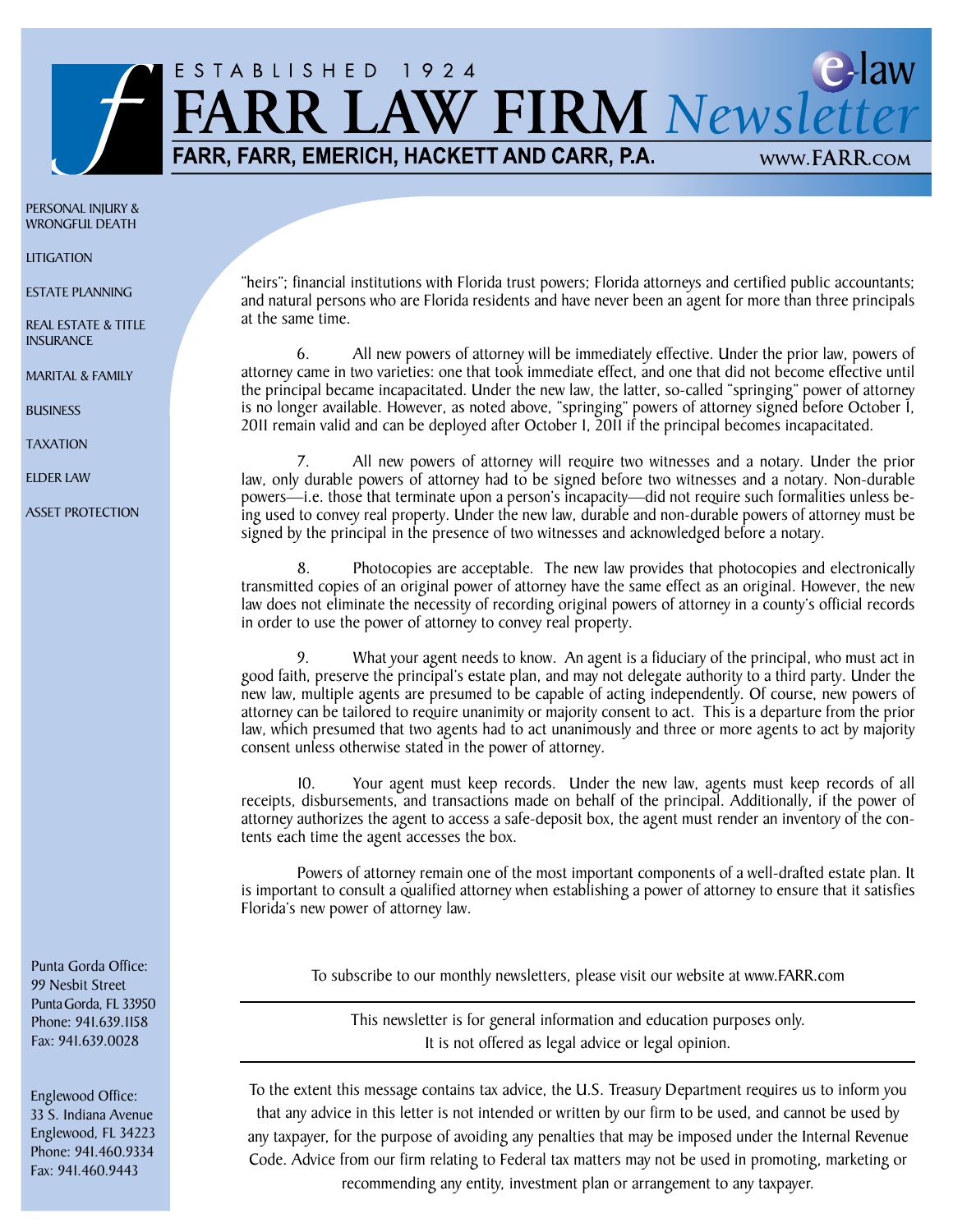# FARR LAW FIRM Newsletter

ESTABLISHED 1924

e-law

FARR, FARR, EMERICH, HACKETT AND CARR, P.A.

www.FARR.com

PERSONAL INJURY & WRONGFUL DEATH

LITIGATION

ESTATE PLANNING

REAL ESTATE & TITLE INSURANCE

MARITAL & FAMILY

BUSINESS

TAXATION

ELDER LAW

ASSET PROTECTION

"heirs"; financial institutions with Florida trust powers; Florida attorneys and certified public accountants; and natural persons who are Florida residents and have never been an agent for more than three principals at the same time.

6. All new powers of attorney will be immediately effective. Under the prior law, powers of attorney came in two varieties: one that took immediate effect, and one that did not become effective until the principal became incapacitated. Under the new law, the latter, so-called "springing" power of attorney is no longer available. However, as noted above, "springing" powers of attorney signed before October 1, 2011 remain valid and can be deployed after October 1, 2011 if the principal becomes incapacitated.

7. All new powers of attorney will require two witnesses and a notary. Under the prior law, only durable powers of attorney had to be signed before two witnesses and a notary. Non-durable powers—i.e. those that terminate upon a person's incapacity—did not require such formalities unless being used to convey real property. Under the new law, durable and non-durable powers of attorney must be signed by the principal in the presence of two witnesses and acknowledged before a notary.

8. Photocopies are acceptable. The new law provides that photocopies and electronically transmitted copies of an original power of attorney have the same effect as an original. However, the new law does not eliminate the necessity of recording original powers of attorney in a county's official records in order to use the power of attorney to convey real property.

9. What your agent needs to know. An agent is a fiduciary of the principal, who must act in good faith, preserve the principal's estate plan, and may not delegate authority to a third party. Under the new law, multiple agents are presumed to be capable of acting independently. Of course, new powers of attorney can be tailored to require unanimity or majority consent to act. This is a departure from the prior law, which presumed that two agents had to act unanimously and three or more agents to act by majority consent unless otherwise stated in the power of attorney.

10. Your agent must keep records. Under the new law, agents must keep records of all receipts, disbursements, and transactions made on behalf of the principal. Additionally, if the power of attorney authorizes the agent to access a safe-deposit box, the agent must render an inventory of the contents each time the agent accesses the box.

Powers of attorney remain one of the most important components of a well-drafted estate plan. It is important to consult a qualified attorney when establishing a power of attorney to ensure that it satisfies Florida's new power of attorney law.

To subscribe to our monthly newsletters, please visit our website at www.FARR.com

---

This newsletter is for general information and education purposes only.
It is not offered as legal advice or legal opinion.

---

To the extent this message contains tax advice, the U.S. Treasury Department requires us to inform you that any advice in this letter is not intended or written by our firm to be used, and cannot be used by any taxpayer, for the purpose of avoiding any penalties that may be imposed under the Internal Revenue Code. Advice from our firm relating to Federal tax matters may not be used in promoting, marketing or recommending any entity, investment plan or arrangement to any taxpayer.

Punta Gorda Office:
99 Nesbit Street
Punta Gorda, FL 33950
Phone: 941.639.1158
Fax: 941.639.0028

Englewood Office:
33 S. Indiana Avenue
Englewood, FL 34223
Phone: 941.460.9334
Fax: 941.460.9443